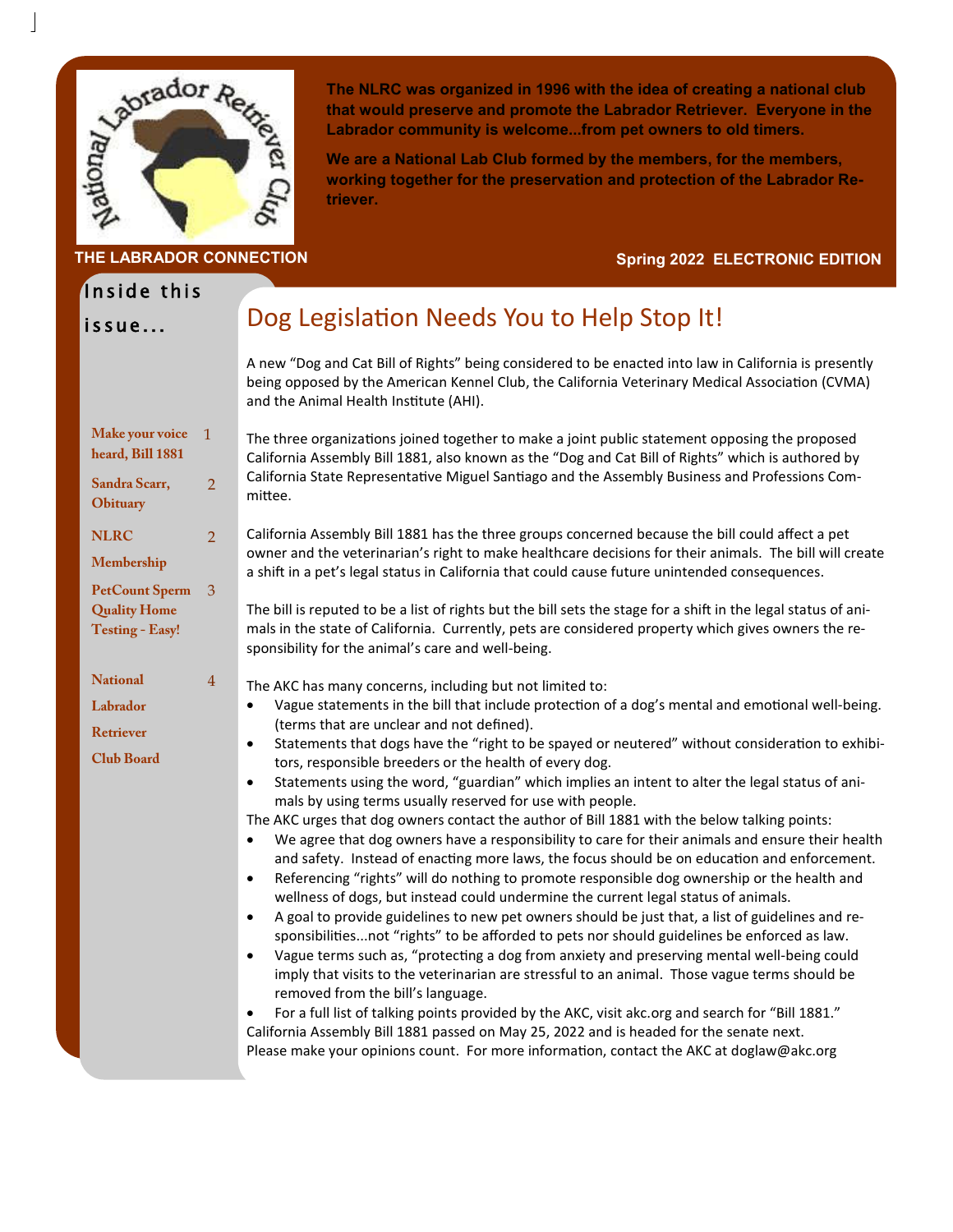The NLRC was organized in 1996 with the idea of creating a national club that would preserve and promote the Labrador Retriever. Everyone in the Labrador community is welcome...from pet owners to old timers.

We are a National Lab Club formed by the members, for the members, working together for the preservation and protection of the Labrador Retriever.

THE LABRADOR CONNECTION

Spring 2022 ELECTRONIC EDITION

**Inside this issue...**

| | |
|---|---|
| Make your voice heard, Bill 1881 | 1 |
| Sandra Scarr, Obituary | 2 |
| NLRC Membership | 2 |
| PetCount Sperm Quality Home Testing - Easy! | 3 |
| National Labrador Retriever Club Board | 4 |

# Dog Legislation Needs You to Help Stop It!

A new "Dog and Cat Bill of Rights" being considered to be enacted into law in California is presently being opposed by the American Kennel Club, the California Veterinary Medical Association (CVMA) and the Animal Health Institute (AHI).

The three organizations joined together to make a joint public statement opposing the proposed California Assembly Bill 1881, also known as the "Dog and Cat Bill of Rights" which is authored by California State Representative Miguel Santiago and the Assembly Business and Professions Committee.

California Assembly Bill 1881 has the three groups concerned because the bill could affect a pet owner and the veterinarian's right to make healthcare decisions for their animals. The bill will create a shift in a pet's legal status in California that could cause future unintended consequences.

The bill is reputed to be a list of rights but the bill sets the stage for a shift in the legal status of animals in the state of California. Currently, pets are considered property which gives owners the responsibility for the animal's care and well-being.

The AKC has many concerns, including but not limited to:

- Vague statements in the bill that include protection of a dog's mental and emotional well-being. (terms that are unclear and not defined).
- Statements that dogs have the "right to be spayed or neutered" without consideration to exhibitors, responsible breeders or the health of every dog.
- Statements using the word, "guardian" which implies an intent to alter the legal status of animals by using terms usually reserved for use with people.

The AKC urges that dog owners contact the author of Bill 1881 with the below talking points:

- We agree that dog owners have a responsibility to care for their animals and ensure their health and safety. Instead of enacting more laws, the focus should be on education and enforcement.
- Referencing "rights" will do nothing to promote responsible dog ownership or the health and wellness of dogs, but instead could undermine the current legal status of animals.
- A goal to provide guidelines to new pet owners should be just that, a list of guidelines and responsibilities...not "rights" to be afforded to pets nor should guidelines be enforced as law.
- Vague terms such as, "protecting a dog from anxiety and preserving mental well-being could imply that visits to the veterinarian are stressful to an animal. Those vague terms should be removed from the bill's language.
- For a full list of talking points provided by the AKC, visit akc.org and search for "Bill 1881."

California Assembly Bill 1881 passed on May 25, 2022 and is headed for the senate next. Please make your opinions count. For more information, contact the AKC at doglaw@akc.org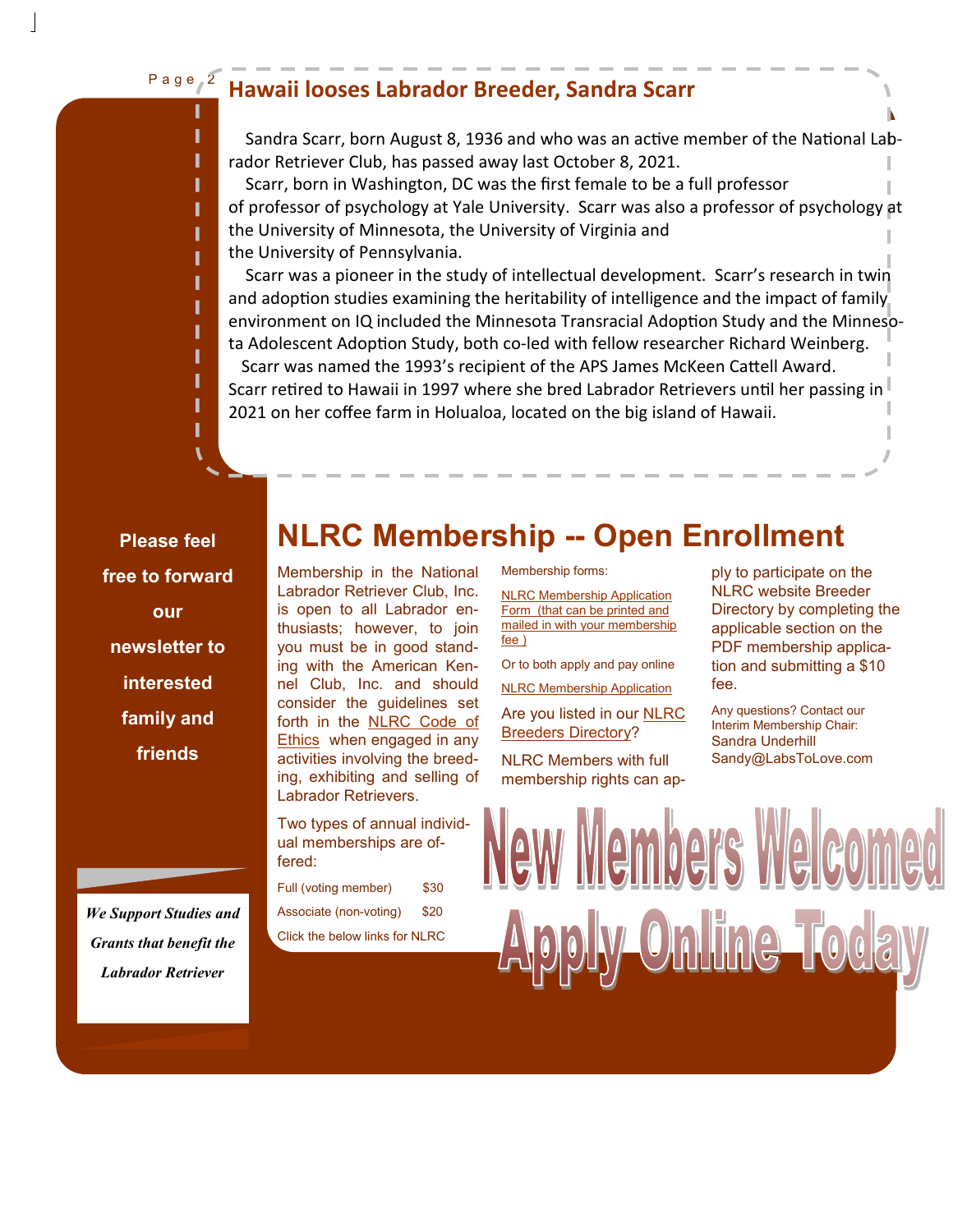## Hawaii looses Labrador Breeder, Sandra Scarr

Sandra Scarr, born August 8, 1936 and who was an active member of the National Labrador Retriever Club, has passed away last October 8, 2021.

Scarr, born in Washington, DC was the first female to be a full professor of professor of psychology at Yale University. Scarr was also a professor of psychology at the University of Minnesota, the University of Virginia and the University of Pennsylvania.

Scarr was a pioneer in the study of intellectual development. Scarr's research in twin and adoption studies examining the heritability of intelligence and the impact of family environment on IQ included the Minnesota Transracial Adoption Study and the Minnesota Adolescent Adoption Study, both co-led with fellow researcher Richard Weinberg.

Scarr was named the 1993's recipient of the APS James McKeen Cattell Award. Scarr retired to Hawaii in 1997 where she bred Labrador Retrievers until her passing in 2021 on her coffee farm in Holualoa, located on the big island of Hawaii.

**Please feel free to forward our newsletter to interested family and friends**

*We Support Studies and Grants that benefit the Labrador Retriever*

# NLRC Membership -- Open Enrollment

Membership in the National Labrador Retriever Club, Inc. is open to all Labrador enthusiasts; however, to join you must be in good standing with the American Kennel Club, Inc. and should consider the guidelines set forth in the NLRC Code of Ethics when engaged in any activities involving the breeding, exhibiting and selling of Labrador Retrievers.

Two types of annual individual memberships are offered:

| | |
|---|---|
| Full (voting member) | $30 |
| Associate (non-voting) | $20 |

Click the below links for NLRC Membership forms:

NLRC Membership Application Form (that can be printed and mailed in with your membership fee )

Or to both apply and pay online

NLRC Membership Application

Are you listed in our NLRC Breeders Directory?

NLRC Members with full membership rights can apply to participate on the NLRC website Breeder Directory by completing the applicable section on the PDF membership application and submitting a $10 fee.

Any questions? Contact our Interim Membership Chair:
Sandra Underhill
Sandy@LabsToLove.com

**New Members Welcomed**

**Apply Online Today**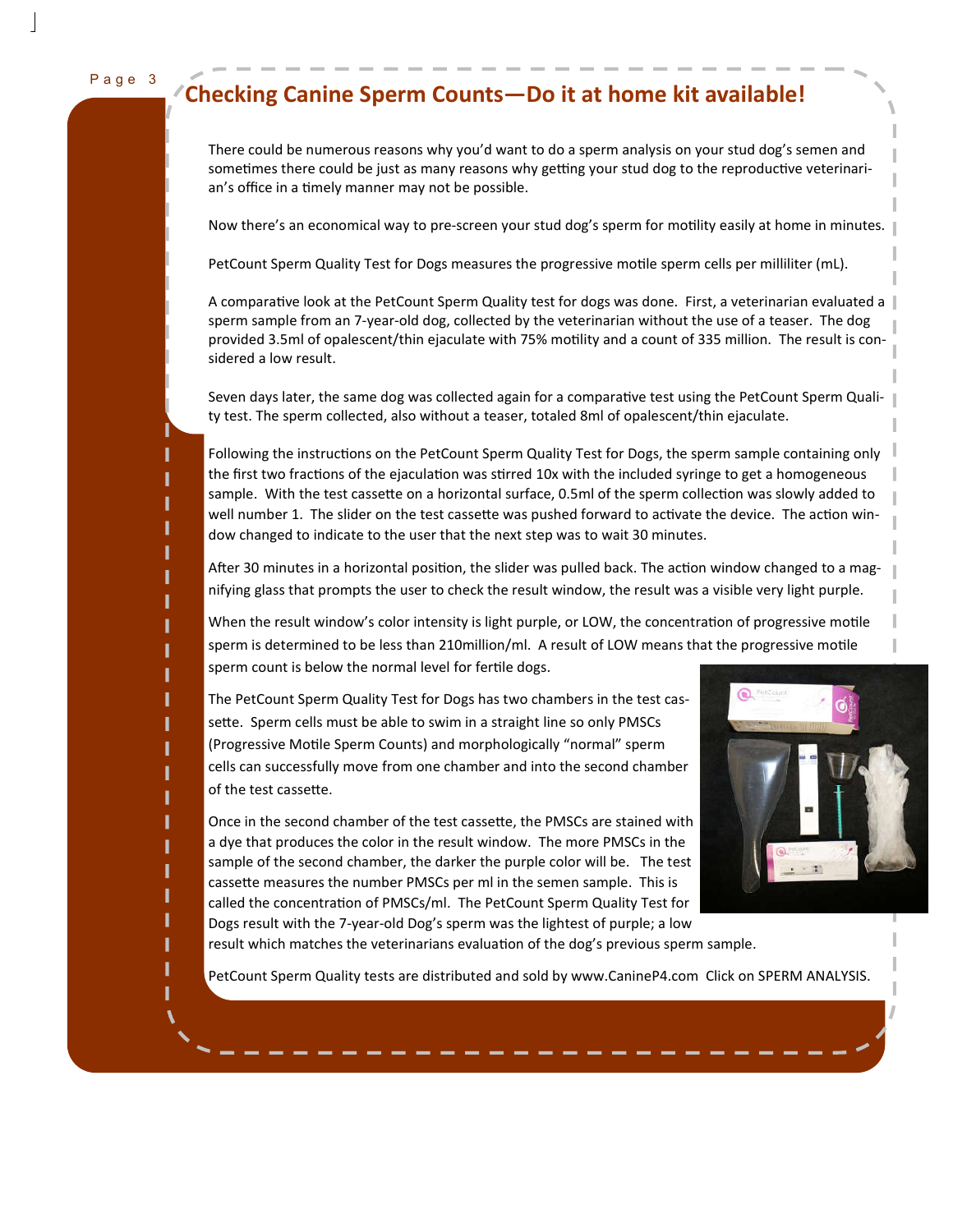## Checking Canine Sperm Counts—Do it at home kit available!

There could be numerous reasons why you'd want to do a sperm analysis on your stud dog's semen and sometimes there could be just as many reasons why getting your stud dog to the reproductive veterinarian's office in a timely manner may not be possible.

Now there's an economical way to pre-screen your stud dog's sperm for motility easily at home in minutes.

PetCount Sperm Quality Test for Dogs measures the progressive motile sperm cells per milliliter (mL).

A comparative look at the PetCount Sperm Quality test for dogs was done. First, a veterinarian evaluated a sperm sample from an 7-year-old dog, collected by the veterinarian without the use of a teaser. The dog provided 3.5ml of opalescent/thin ejaculate with 75% motility and a count of 335 million. The result is considered a low result.

Seven days later, the same dog was collected again for a comparative test using the PetCount Sperm Quality test. The sperm collected, also without a teaser, totaled 8ml of opalescent/thin ejaculate.

Following the instructions on the PetCount Sperm Quality Test for Dogs, the sperm sample containing only the first two fractions of the ejaculation was stirred 10x with the included syringe to get a homogeneous sample. With the test cassette on a horizontal surface, 0.5ml of the sperm collection was slowly added to well number 1. The slider on the test cassette was pushed forward to activate the device. The action window changed to indicate to the user that the next step was to wait 30 minutes.

After 30 minutes in a horizontal position, the slider was pulled back. The action window changed to a magnifying glass that prompts the user to check the result window, the result was a visible very light purple.

When the result window's color intensity is light purple, or LOW, the concentration of progressive motile sperm is determined to be less than 210million/ml. A result of LOW means that the progressive motile sperm count is below the normal level for fertile dogs.

The PetCount Sperm Quality Test for Dogs has two chambers in the test cassette. Sperm cells must be able to swim in a straight line so only PMSCs (Progressive Motile Sperm Counts) and morphologically "normal" sperm cells can successfully move from one chamber and into the second chamber of the test cassette.

Once in the second chamber of the test cassette, the PMSCs are stained with a dye that produces the color in the result window. The more PMSCs in the sample of the second chamber, the darker the purple color will be. The test cassette measures the number PMSCs per ml in the semen sample. This is called the concentration of PMSCs/ml. The PetCount Sperm Quality Test for Dogs result with the 7-year-old Dog's sperm was the lightest of purple; a low result which matches the veterinarians evaluation of the dog's previous sperm sample.

PetCount Sperm Quality tests are distributed and sold by www.CanineP4.com Click on SPERM ANALYSIS.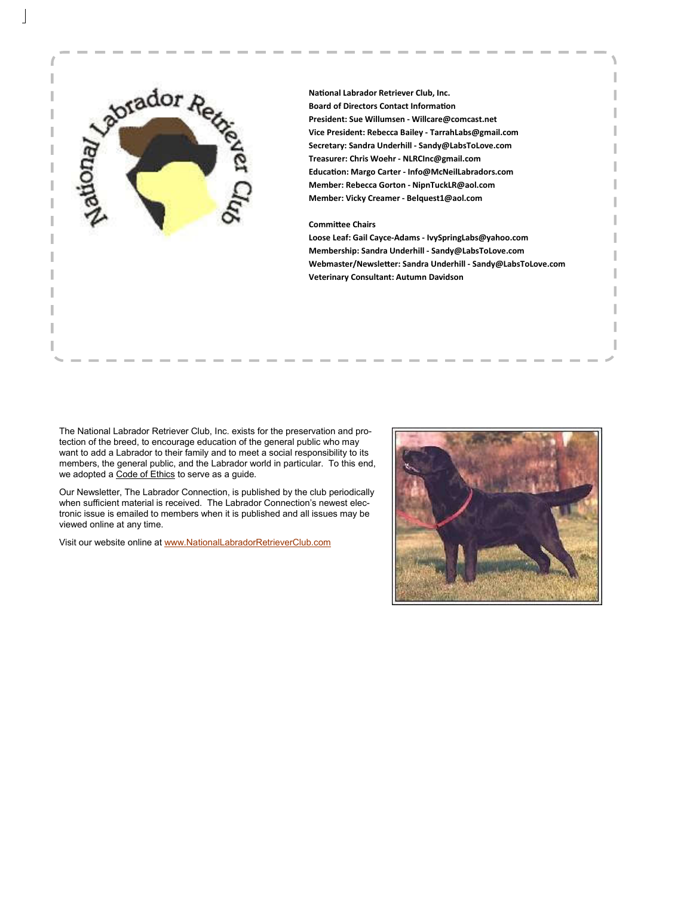**National Labrador Retriever Club, Inc.**
**Board of Directors Contact Information**
**President: Sue Willumsen - Willcare@comcast.net**
**Vice President: Rebecca Bailey - TarrahLabs@gmail.com**
**Secretary: Sandra Underhill - Sandy@LabsToLove.com**
**Treasurer: Chris Woehr - NLRCInc@gmail.com**
**Education: Margo Carter - Info@McNeilLabradors.com**
**Member: Rebecca Gorton - NipnTuckLR@aol.com**
**Member: Vicky Creamer - Belquest1@aol.com**

**Committee Chairs**
**Loose Leaf: Gail Cayce-Adams - IvySpringLabs@yahoo.com**
**Membership: Sandra Underhill - Sandy@LabsToLove.com**
**Webmaster/Newsletter: Sandra Underhill - Sandy@LabsToLove.com**
**Veterinary Consultant: Autumn Davidson**

The National Labrador Retriever Club, Inc. exists for the preservation and protection of the breed, to encourage education of the general public who may want to add a Labrador to their family and to meet a social responsibility to its members, the general public, and the Labrador world in particular. To this end, we adopted a Code of Ethics to serve as a guide.

Our Newsletter, The Labrador Connection, is published by the club periodically when sufficient material is received. The Labrador Connection's newest electronic issue is emailed to members when it is published and all issues may be viewed online at any time.

Visit our website online at www.NationalLabradorRetrieverClub.com